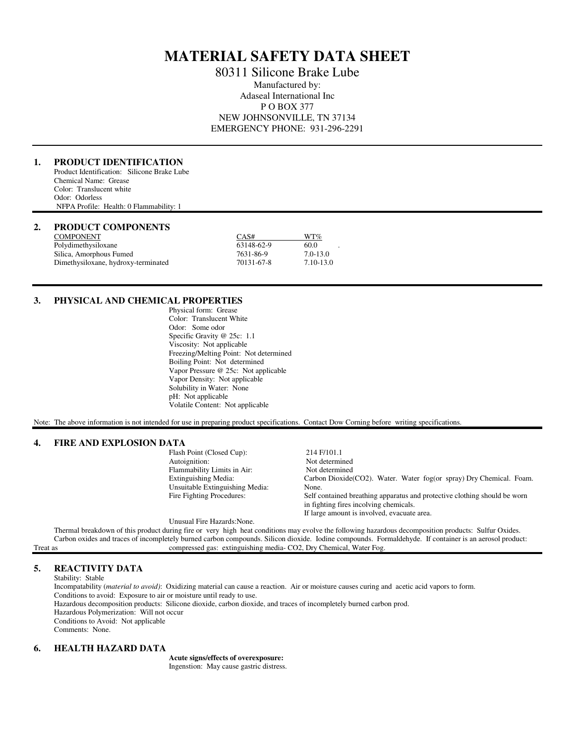# MATERIAL SAFETY DATA SHEET

80311 Silicone Brake Lube

Manufactured by:
Adaseal International Inc
P O BOX 377
NEW JOHNSONVILLE, TN 37134
EMERGENCY PHONE: 931-296-2291

## 1. PRODUCT IDENTIFICATION

Product Identification: Silicone Brake Lube
Chemical Name: Grease
Color: Translucent white
Odor: Odorless
NFPA Profile: Health: 0 Flammability: 1

## 2. PRODUCT COMPONENTS

| COMPONENT | CAS# | WT% |
|---|---|---|
| Polydimethysiloxane | 63148-62-9 | 60.0 |
| Silica, Amorphous Fumed | 7631-86-9 | 7.0-13.0 |
| Dimethysiloxane, hydroxy-terminated | 70131-67-8 | 7.10-13.0 |

## 3. PHYSICAL AND CHEMICAL PROPERTIES

Physical form: Grease
Color: Translucent White
Odor: Some odor
Specific Gravity @ 25c: 1.1
Viscosity: Not applicable
Freezing/Melting Point: Not determined
Boiling Point: Not determined
Vapor Pressure @ 25c: Not applicable
Vapor Density: Not applicable
Solubility in Water: None
pH: Not applicable
Volatile Content: Not applicable

Note: The above information is not intended for use in preparing product specifications. Contact Dow Corning before writing specifications.

## 4. FIRE AND EXPLOSION DATA

| | |
|---|---|
| Flash Point (Closed Cup): | 214 F/101.1 |
| Autoignition: | Not determined |
| Flammability Limits in Air: | Not determined |
| Extinguishing Media: | Carbon Dioxide(CO2). Water. Water fog(or spray) Dry Chemical. Foam. |
| Unsuitable Extinguishing Media: | None. |
| Fire Fighting Procedures: | Self contained breathing apparatus and protective clothing should be worn in fighting fires incolving chemicals. If large amount is involved, evacuate area. |

Unusual Fire Hazards:None.

Thermal breakdown of this product during fire or very high heat conditions may evolve the following hazardous decomposition products: Sulfur Oxides. Carbon oxides and traces of incompletely burned carbon compounds. Silicon dioxide. Iodine compounds. Formaldehyde. If container is an aerosol product: Treat as compressed gas: extinguishing media- CO2, Dry Chemical, Water Fog.

## 5. REACTIVITY DATA

Stability: Stable
Incompatability (*material to avoid)*: Oxidizing material can cause a reaction. Air or moisture causes curing and acetic acid vapors to form.
Conditions to avoid: Exposure to air or moisture until ready to use.
Hazardous decomposition products: Silicone dioxide, carbon dioxide, and traces of incompletely burned carbon prod.
Hazardous Polymerization: Will not occur
Conditions to Avoid: Not applicable
Comments: None.

## 6. HEALTH HAZARD DATA

**Acute signs/effects of overexposure:**
Ingenstion: May cause gastric distress.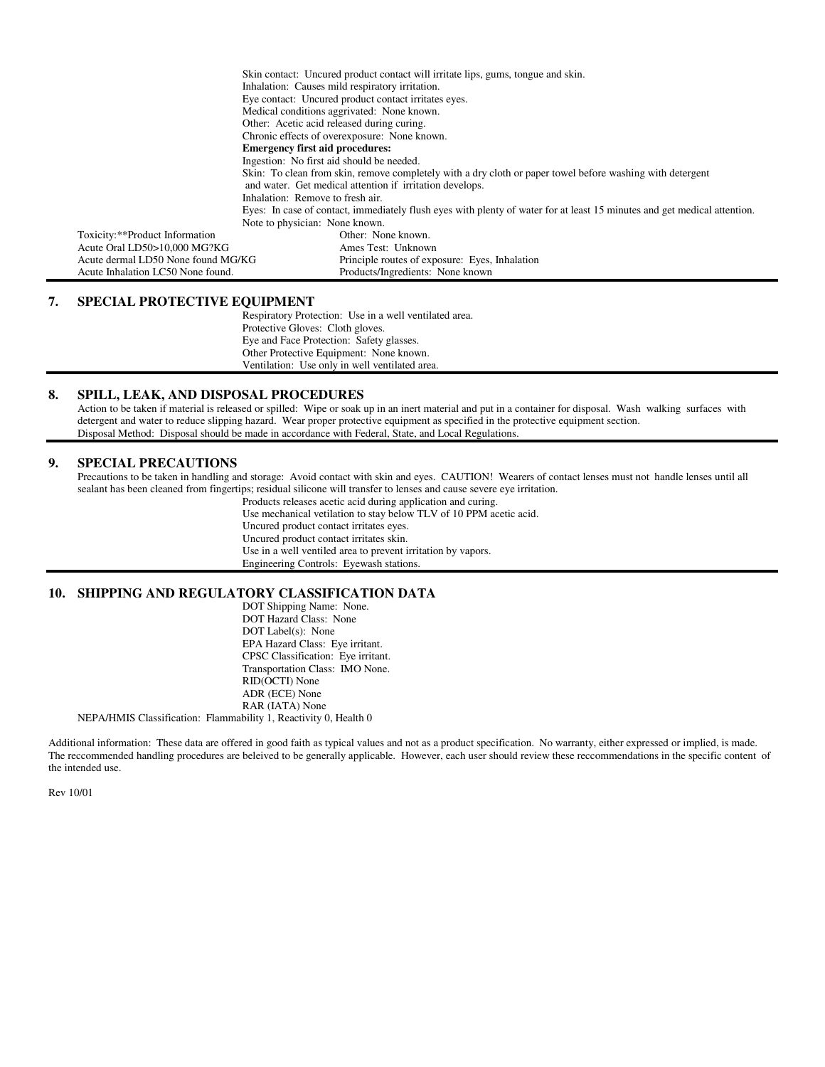Skin contact: Uncured product contact will irritate lips, gums, tongue and skin.
Inhalation: Causes mild respiratory irritation.
Eye contact: Uncured product contact irritates eyes.
Medical conditions aggravated: None known.
Other: Acetic acid released during curing.
Chronic effects of overexposure: None known.

**Emergency first aid procedures:**

Ingestion: No first aid should be needed.
Skin: To clean from skin, remove completely with a dry cloth or paper towel before washing with detergent and water. Get medical attention if irritation develops.
Inhalation: Remove to fresh air.
Eyes: In case of contact, immediately flush eyes with plenty of water for at least 15 minutes and get medical attention.
Note to physician: None known.

Toxicity:**Product Information
Acute Oral LD50>10,000 MG?KG
Acute dermal LD50 None found MG/KG
Acute Inhalation LC50 None found.

Other: None known.
Ames Test: Unknown
Principle routes of exposure: Eyes, Inhalation
Products/Ingredients: None known

## 7. SPECIAL PROTECTIVE EQUIPMENT

Respiratory Protection: Use in a well ventilated area.
Protective Gloves: Cloth gloves.
Eye and Face Protection: Safety glasses.
Other Protective Equipment: None known.
Ventilation: Use only in well ventilated area.

## 8. SPILL, LEAK, AND DISPOSAL PROCEDURES

Action to be taken if material is released or spilled: Wipe or soak up in an inert material and put in a container for disposal. Wash walking surfaces with detergent and water to reduce slipping hazard. Wear proper protective equipment as specified in the protective equipment section.
Disposal Method: Disposal should be made in accordance with Federal, State, and Local Regulations.

## 9. SPECIAL PRECAUTIONS

Precautions to be taken in handling and storage: Avoid contact with skin and eyes. CAUTION! Wearers of contact lenses must not handle lenses until all sealant has been cleaned from fingertips; residual silicone will transfer to lenses and cause severe eye irritation.

Products releases acetic acid during application and curing.
Use mechanical vetilation to stay below TLV of 10 PPM acetic acid.
Uncured product contact irritates eyes.
Uncured product contact irritates skin.
Use in a well ventiled area to prevent irritation by vapors.
Engineering Controls: Eyewash stations.

## 10. SHIPPING AND REGULATORY CLASSIFICATION DATA

DOT Shipping Name: None.
DOT Hazard Class: None
DOT Label(s): None
EPA Hazard Class: Eye irritant.
CPSC Classification: Eye irritant.
Transportation Class: IMO None.
RID(OCTI) None
ADR (ECE) None
RAR (IATA) None

NEPA/HMIS Classification: Flammability 1, Reactivity 0, Health 0

Additional information: These data are offered in good faith as typical values and not as a product specification. No warranty, either expressed or implied, is made. The reccommended handling procedures are beleived to be generally applicable. However, each user should review these reccommendations in the specific content of the intended use.

Rev 10/01